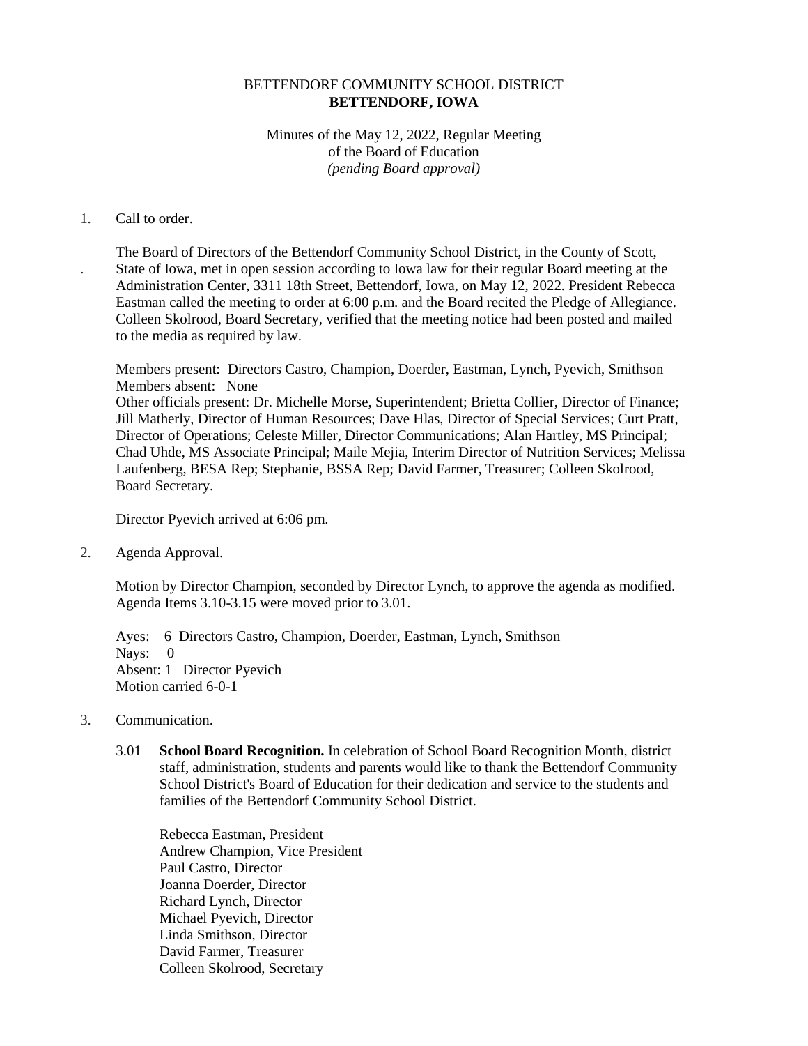BETTENDORF COMMUNITY SCHOOL DISTRICT
**BETTENDORF, IOWA**

Minutes of the May 12, 2022, Regular Meeting
of the Board of Education
*(pending Board approval)*

1. Call to order.

   The Board of Directors of the Bettendorf Community School District, in the County of Scott, State of Iowa, met in open session according to Iowa law for their regular Board meeting at the Administration Center, 3311 18th Street, Bettendorf, Iowa, on May 12, 2022. President Rebecca Eastman called the meeting to order at 6:00 p.m. and the Board recited the Pledge of Allegiance. Colleen Skolrood, Board Secretary, verified that the meeting notice had been posted and mailed to the media as required by law.

   Members present: Directors Castro, Champion, Doerder, Eastman, Lynch, Pyevich, Smithson
   Members absent: None
   Other officials present: Dr. Michelle Morse, Superintendent; Brietta Collier, Director of Finance; Jill Matherly, Director of Human Resources; Dave Hlas, Director of Special Services; Curt Pratt, Director of Operations; Celeste Miller, Director Communications; Alan Hartley, MS Principal; Chad Uhde, MS Associate Principal; Maile Mejia, Interim Director of Nutrition Services; Melissa Laufenberg, BESA Rep; Stephanie, BSSA Rep; David Farmer, Treasurer; Colleen Skolrood, Board Secretary.

   Director Pyevich arrived at 6:06 pm.

2. Agenda Approval.

   Motion by Director Champion, seconded by Director Lynch, to approve the agenda as modified. Agenda Items 3.10-3.15 were moved prior to 3.01.

   Ayes: 6 Directors Castro, Champion, Doerder, Eastman, Lynch, Smithson
   Nays: 0
   Absent: 1 Director Pyevich
   Motion carried 6-0-1

3. Communication.

   3.01 **School Board Recognition.** In celebration of School Board Recognition Month, district staff, administration, students and parents would like to thank the Bettendorf Community School District's Board of Education for their dedication and service to the students and families of the Bettendorf Community School District.

   Rebecca Eastman, President
   Andrew Champion, Vice President
   Paul Castro, Director
   Joanna Doerder, Director
   Richard Lynch, Director
   Michael Pyevich, Director
   Linda Smithson, Director
   David Farmer, Treasurer
   Colleen Skolrood, Secretary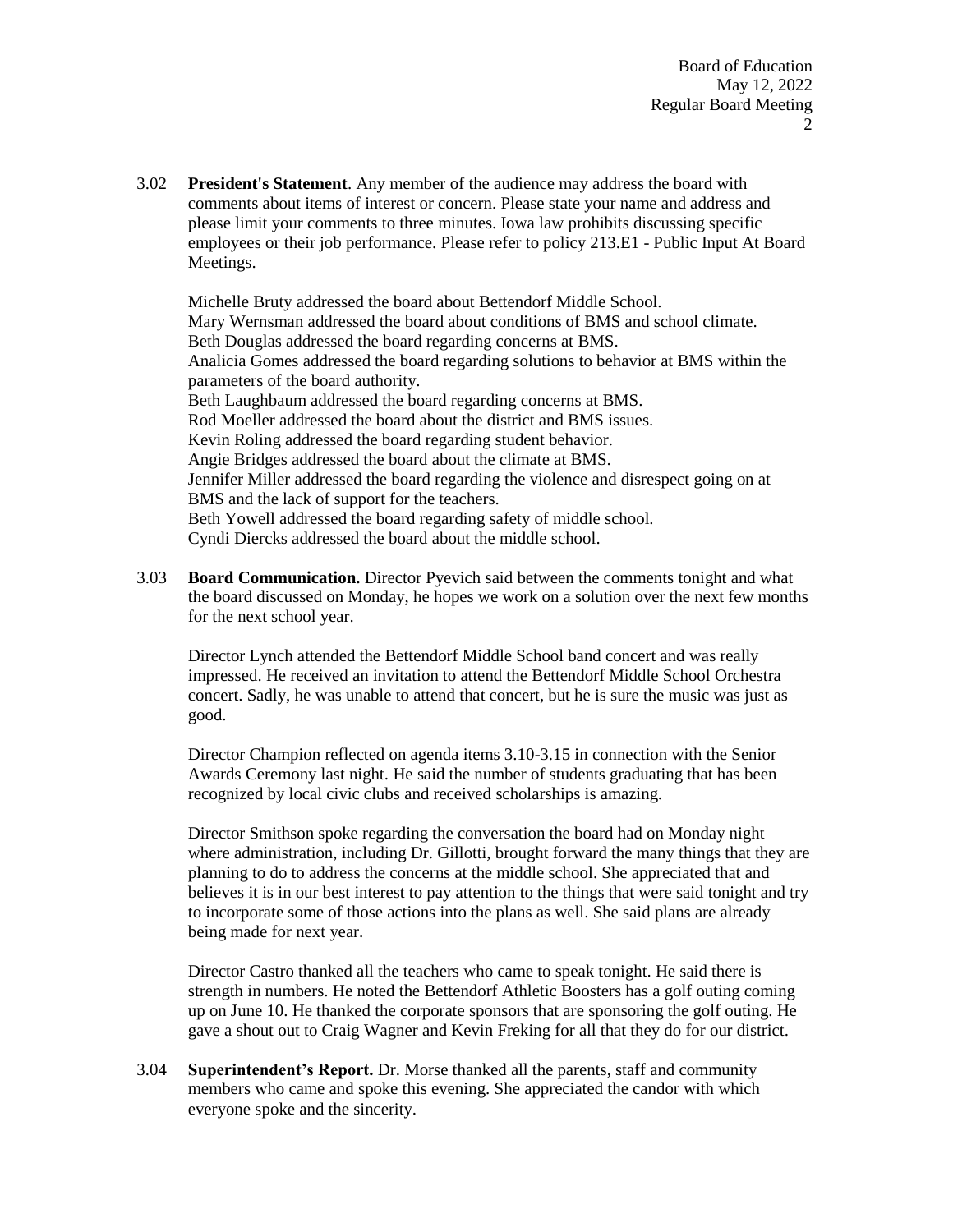3.02 **President's Statement**. Any member of the audience may address the board with comments about items of interest or concern. Please state your name and address and please limit your comments to three minutes. Iowa law prohibits discussing specific employees or their job performance. Please refer to policy 213.E1 - Public Input At Board Meetings.

Michelle Bruty addressed the board about Bettendorf Middle School.
Mary Wernsman addressed the board about conditions of BMS and school climate.
Beth Douglas addressed the board regarding concerns at BMS.
Analicia Gomes addressed the board regarding solutions to behavior at BMS within the parameters of the board authority.
Beth Laughbaum addressed the board regarding concerns at BMS.
Rod Moeller addressed the board about the district and BMS issues.
Kevin Roling addressed the board regarding student behavior.
Angie Bridges addressed the board about the climate at BMS.
Jennifer Miller addressed the board regarding the violence and disrespect going on at BMS and the lack of support for the teachers.
Beth Yowell addressed the board regarding safety of middle school.
Cyndi Diercks addressed the board about the middle school.

3.03 **Board Communication.** Director Pyevich said between the comments tonight and what the board discussed on Monday, he hopes we work on a solution over the next few months for the next school year.

Director Lynch attended the Bettendorf Middle School band concert and was really impressed. He received an invitation to attend the Bettendorf Middle School Orchestra concert. Sadly, he was unable to attend that concert, but he is sure the music was just as good.

Director Champion reflected on agenda items 3.10-3.15 in connection with the Senior Awards Ceremony last night. He said the number of students graduating that has been recognized by local civic clubs and received scholarships is amazing.

Director Smithson spoke regarding the conversation the board had on Monday night where administration, including Dr. Gillotti, brought forward the many things that they are planning to do to address the concerns at the middle school. She appreciated that and believes it is in our best interest to pay attention to the things that were said tonight and try to incorporate some of those actions into the plans as well. She said plans are already being made for next year.

Director Castro thanked all the teachers who came to speak tonight. He said there is strength in numbers. He noted the Bettendorf Athletic Boosters has a golf outing coming up on June 10. He thanked the corporate sponsors that are sponsoring the golf outing. He gave a shout out to Craig Wagner and Kevin Freking for all that they do for our district.

3.04 **Superintendent's Report.** Dr. Morse thanked all the parents, staff and community members who came and spoke this evening. She appreciated the candor with which everyone spoke and the sincerity.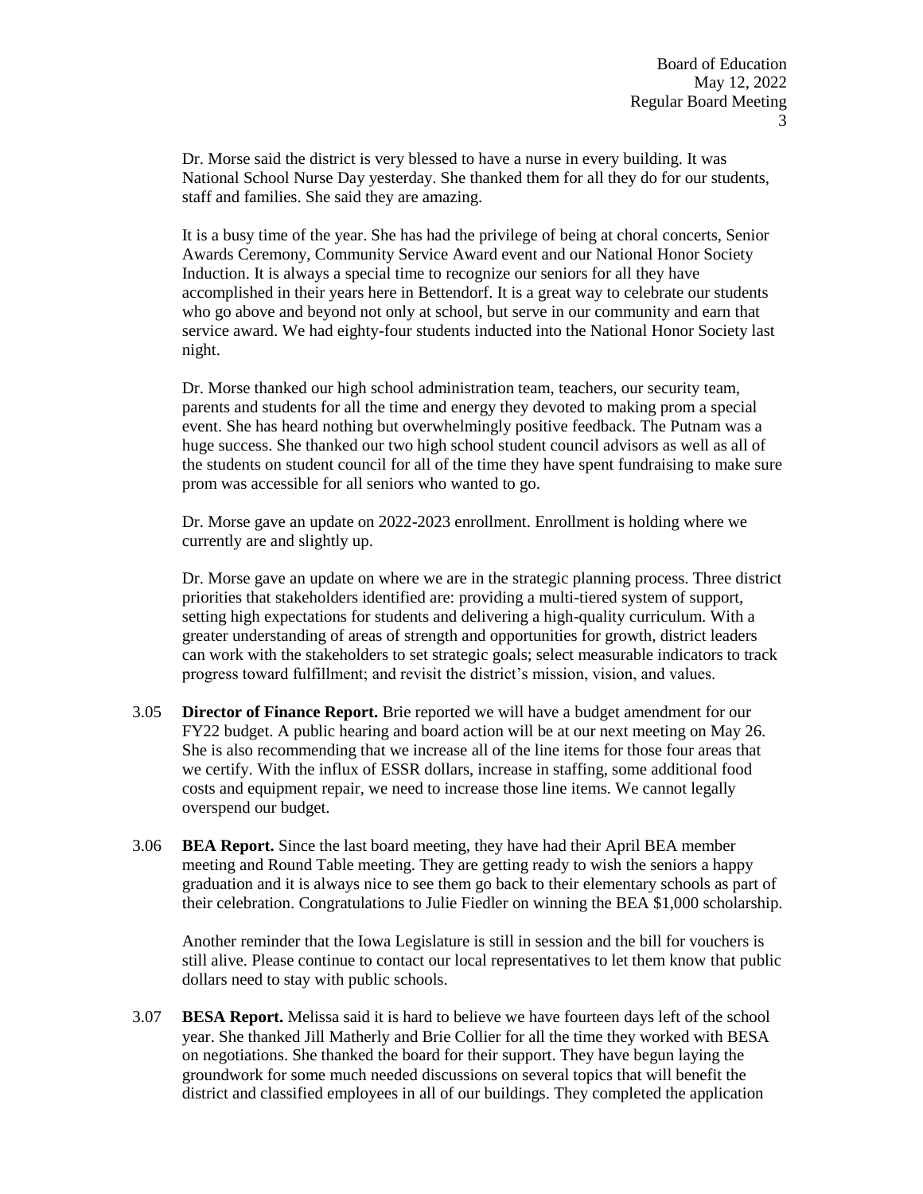Dr. Morse said the district is very blessed to have a nurse in every building. It was National School Nurse Day yesterday. She thanked them for all they do for our students, staff and families. She said they are amazing.

It is a busy time of the year. She has had the privilege of being at choral concerts, Senior Awards Ceremony, Community Service Award event and our National Honor Society Induction. It is always a special time to recognize our seniors for all they have accomplished in their years here in Bettendorf. It is a great way to celebrate our students who go above and beyond not only at school, but serve in our community and earn that service award. We had eighty-four students inducted into the National Honor Society last night.

Dr. Morse thanked our high school administration team, teachers, our security team, parents and students for all the time and energy they devoted to making prom a special event. She has heard nothing but overwhelmingly positive feedback. The Putnam was a huge success. She thanked our two high school student council advisors as well as all of the students on student council for all of the time they have spent fundraising to make sure prom was accessible for all seniors who wanted to go.

Dr. Morse gave an update on 2022-2023 enrollment. Enrollment is holding where we currently are and slightly up.

Dr. Morse gave an update on where we are in the strategic planning process. Three district priorities that stakeholders identified are: providing a multi-tiered system of support, setting high expectations for students and delivering a high-quality curriculum. With a greater understanding of areas of strength and opportunities for growth, district leaders can work with the stakeholders to set strategic goals; select measurable indicators to track progress toward fulfillment; and revisit the district's mission, vision, and values.

3.05 **Director of Finance Report.** Brie reported we will have a budget amendment for our FY22 budget. A public hearing and board action will be at our next meeting on May 26. She is also recommending that we increase all of the line items for those four areas that we certify. With the influx of ESSR dollars, increase in staffing, some additional food costs and equipment repair, we need to increase those line items. We cannot legally overspend our budget.

3.06 **BEA Report.** Since the last board meeting, they have had their April BEA member meeting and Round Table meeting. They are getting ready to wish the seniors a happy graduation and it is always nice to see them go back to their elementary schools as part of their celebration. Congratulations to Julie Fiedler on winning the BEA $1,000 scholarship.

Another reminder that the Iowa Legislature is still in session and the bill for vouchers is still alive. Please continue to contact our local representatives to let them know that public dollars need to stay with public schools.

3.07 **BESA Report.** Melissa said it is hard to believe we have fourteen days left of the school year. She thanked Jill Matherly and Brie Collier for all the time they worked with BESA on negotiations. She thanked the board for their support. They have begun laying the groundwork for some much needed discussions on several topics that will benefit the district and classified employees in all of our buildings. They completed the application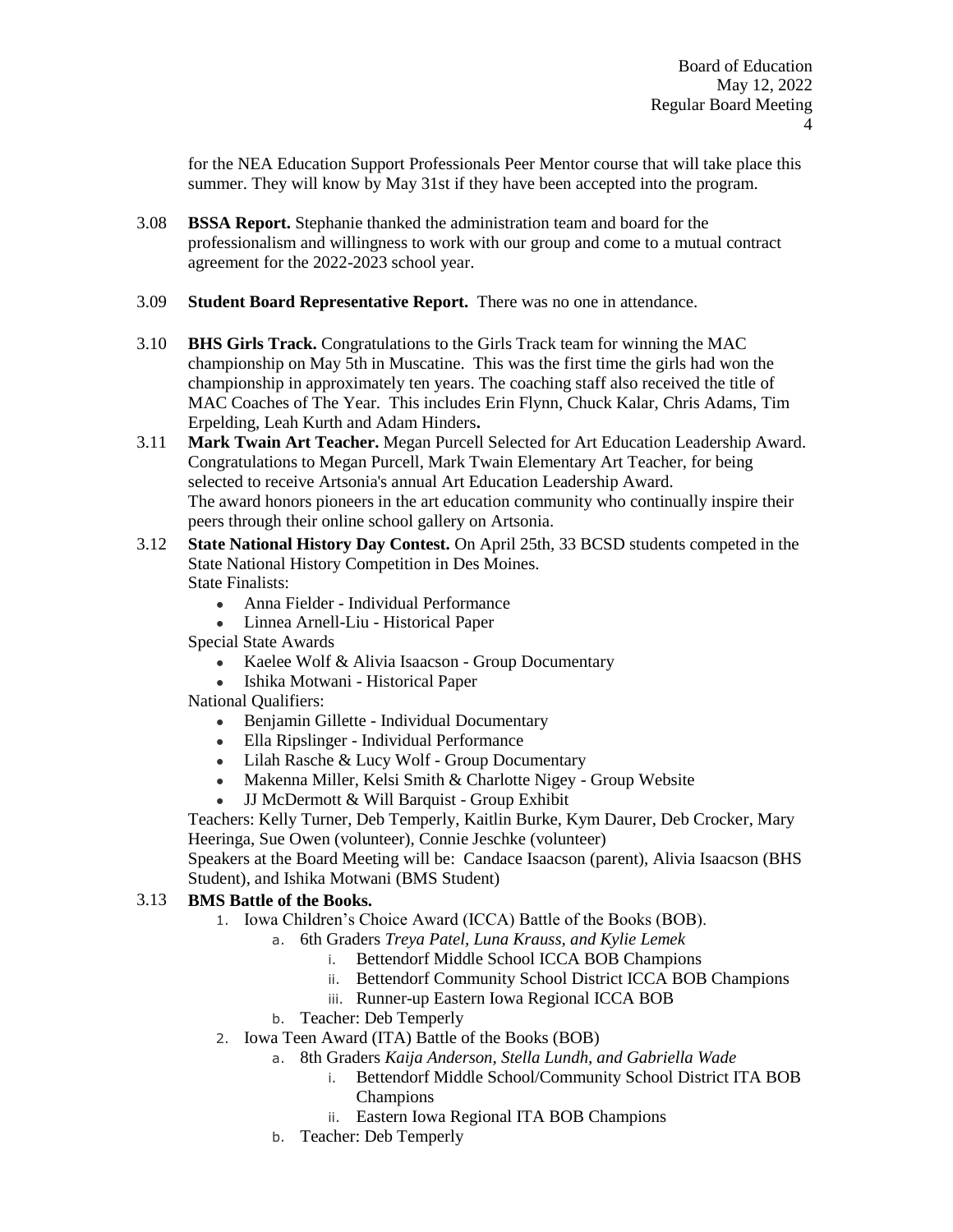for the NEA Education Support Professionals Peer Mentor course that will take place this summer. They will know by May 31st if they have been accepted into the program.

3.08 **BSSA Report.** Stephanie thanked the administration team and board for the professionalism and willingness to work with our group and come to a mutual contract agreement for the 2022-2023 school year.

3.09 **Student Board Representative Report.** There was no one in attendance.

3.10 **BHS Girls Track.** Congratulations to the Girls Track team for winning the MAC championship on May 5th in Muscatine. This was the first time the girls had won the championship in approximately ten years. The coaching staff also received the title of MAC Coaches of The Year. This includes Erin Flynn, Chuck Kalar, Chris Adams, Tim Erpelding, Leah Kurth and Adam Hinders**.**

3.11 **Mark Twain Art Teacher.** Megan Purcell Selected for Art Education Leadership Award. Congratulations to Megan Purcell, Mark Twain Elementary Art Teacher, for being selected to receive Artsonia's annual Art Education Leadership Award. The award honors pioneers in the art education community who continually inspire their peers through their online school gallery on Artsonia.

3.12 **State National History Day Contest.** On April 25th, 33 BCSD students competed in the State National History Competition in Des Moines.
State Finalists:
- Anna Fielder - Individual Performance
- Linnea Arnell-Liu - Historical Paper

Special State Awards
- Kaelee Wolf & Alivia Isaacson - Group Documentary
- Ishika Motwani - Historical Paper

National Qualifiers:
- Benjamin Gillette - Individual Documentary
- Ella Ripslinger - Individual Performance
- Lilah Rasche & Lucy Wolf - Group Documentary
- Makenna Miller, Kelsi Smith & Charlotte Nigey - Group Website
- JJ McDermott & Will Barquist - Group Exhibit

Teachers: Kelly Turner, Deb Temperly, Kaitlin Burke, Kym Daurer, Deb Crocker, Mary Heeringa, Sue Owen (volunteer), Connie Jeschke (volunteer)
Speakers at the Board Meeting will be: Candace Isaacson (parent), Alivia Isaacson (BHS Student), and Ishika Motwani (BMS Student)

3.13 **BMS Battle of the Books.**
1. Iowa Children's Choice Award (ICCA) Battle of the Books (BOB).
   a. 6th Graders *Treya Patel, Luna Krauss, and Kylie Lemek*
      i. Bettendorf Middle School ICCA BOB Champions
      ii. Bettendorf Community School District ICCA BOB Champions
      iii. Runner-up Eastern Iowa Regional ICCA BOB
   b. Teacher: Deb Temperly
2. Iowa Teen Award (ITA) Battle of the Books (BOB)
   a. 8th Graders *Kaija Anderson, Stella Lundh, and Gabriella Wade*
      i. Bettendorf Middle School/Community School District ITA BOB Champions
      ii. Eastern Iowa Regional ITA BOB Champions
   b. Teacher: Deb Temperly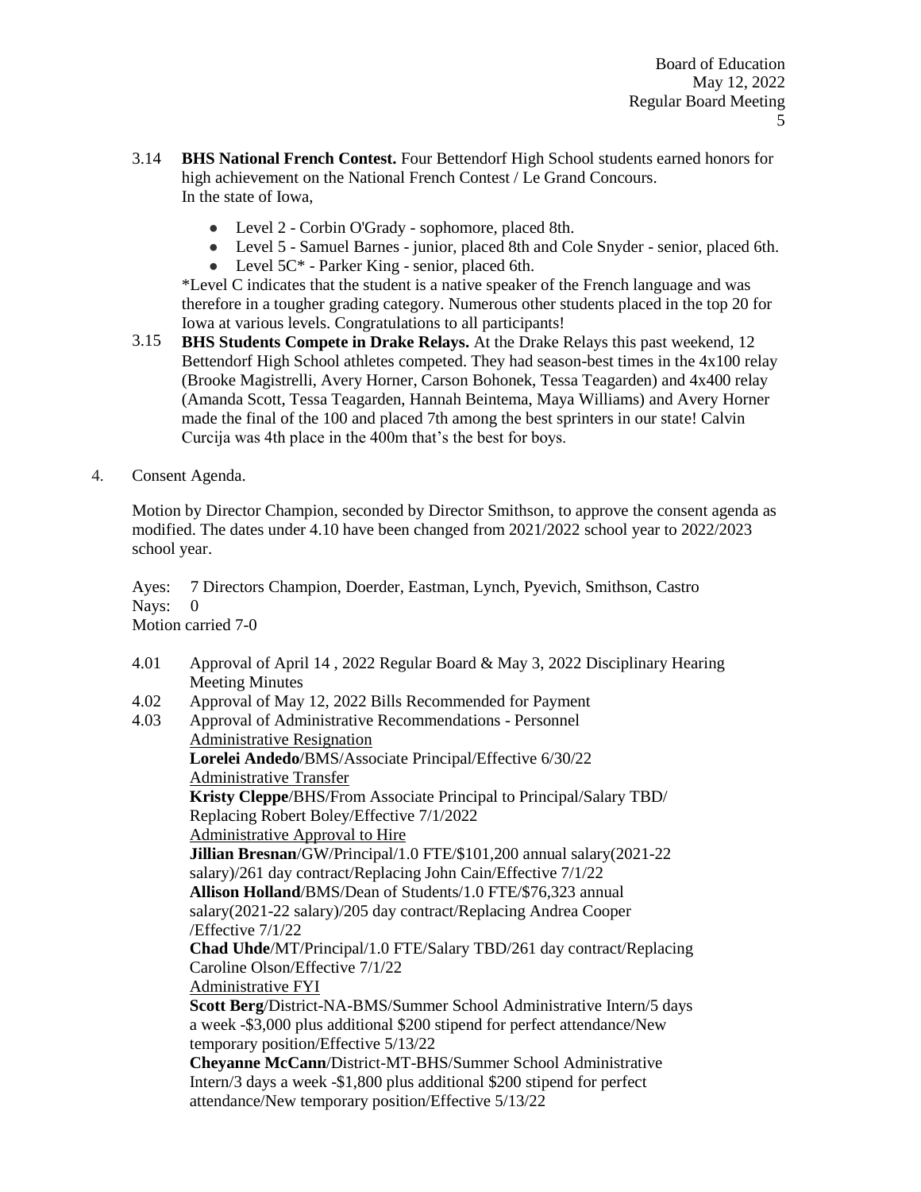3.14 **BHS National French Contest.** Four Bettendorf High School students earned honors for high achievement on the National French Contest / Le Grand Concours. In the state of Iowa,

- Level 2 - Corbin O'Grady - sophomore, placed 8th.
- Level 5 - Samuel Barnes - junior, placed 8th and Cole Snyder - senior, placed 6th.
- Level 5C* - Parker King - senior, placed 6th.

*Level C indicates that the student is a native speaker of the French language and was therefore in a tougher grading category. Numerous other students placed in the top 20 for Iowa at various levels. Congratulations to all participants!

3.15 **BHS Students Compete in Drake Relays.** At the Drake Relays this past weekend, 12 Bettendorf High School athletes competed. They had season-best times in the 4x100 relay (Brooke Magistrelli, Avery Horner, Carson Bohonek, Tessa Teagarden) and 4x400 relay (Amanda Scott, Tessa Teagarden, Hannah Beintema, Maya Williams) and Avery Horner made the final of the 100 and placed 7th among the best sprinters in our state! Calvin Curcija was 4th place in the 400m that's the best for boys.

4. Consent Agenda.

Motion by Director Champion, seconded by Director Smithson, to approve the consent agenda as modified. The dates under 4.10 have been changed from 2021/2022 school year to 2022/2023 school year.

Ayes: 7 Directors Champion, Doerder, Eastman, Lynch, Pyevich, Smithson, Castro
Nays: 0
Motion carried 7-0

4.01 Approval of April 14 , 2022 Regular Board & May 3, 2022 Disciplinary Hearing Meeting Minutes

4.02 Approval of May 12, 2022 Bills Recommended for Payment

4.03 Approval of Administrative Recommendations - Personnel

Administrative Resignation

**Lorelei Andedo**/BMS/Associate Principal/Effective 6/30/22

Administrative Transfer

**Kristy Cleppe**/BHS/From Associate Principal to Principal/Salary TBD/ Replacing Robert Boley/Effective 7/1/2022

Administrative Approval to Hire

**Jillian Bresnan**/GW/Principal/1.0 FTE/$101,200 annual salary(2021-22 salary)/261 day contract/Replacing John Cain/Effective 7/1/22

**Allison Holland**/BMS/Dean of Students/1.0 FTE/$76,323 annual salary(2021-22 salary)/205 day contract/Replacing Andrea Cooper /Effective 7/1/22

**Chad Uhde**/MT/Principal/1.0 FTE/Salary TBD/261 day contract/Replacing Caroline Olson/Effective 7/1/22

Administrative FYI

**Scott Berg**/District-NA-BMS/Summer School Administrative Intern/5 days a week -$3,000 plus additional $200 stipend for perfect attendance/New temporary position/Effective 5/13/22

**Cheyanne McCann**/District-MT-BHS/Summer School Administrative Intern/3 days a week -$1,800 plus additional $200 stipend for perfect attendance/New temporary position/Effective 5/13/22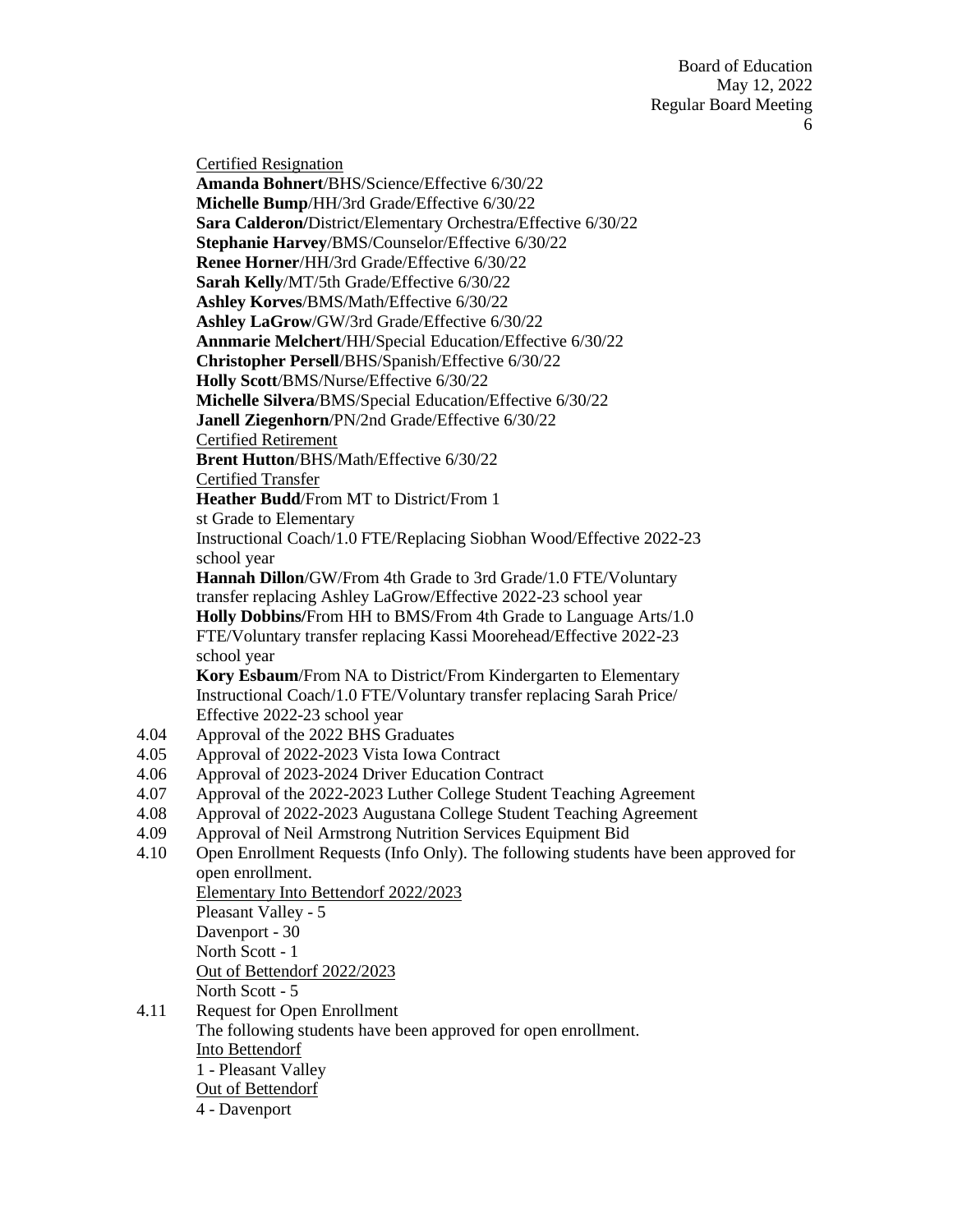Certified Resignation

**Amanda Bohnert**/BHS/Science/Effective 6/30/22
**Michelle Bump**/HH/3rd Grade/Effective 6/30/22
**Sara Calderon/**District/Elementary Orchestra/Effective 6/30/22
**Stephanie Harvey**/BMS/Counselor/Effective 6/30/22
**Renee Horner**/HH/3rd Grade/Effective 6/30/22
**Sarah Kelly**/MT/5th Grade/Effective 6/30/22
**Ashley Korves**/BMS/Math/Effective 6/30/22
**Ashley LaGrow**/GW/3rd Grade/Effective 6/30/22
**Annmarie Melchert**/HH/Special Education/Effective 6/30/22
**Christopher Persell**/BHS/Spanish/Effective 6/30/22
**Holly Scott**/BMS/Nurse/Effective 6/30/22
**Michelle Silvera**/BMS/Special Education/Effective 6/30/22
**Janell Ziegenhorn**/PN/2nd Grade/Effective 6/30/22

Certified Retirement

**Brent Hutton**/BHS/Math/Effective 6/30/22

Certified Transfer

**Heather Budd**/From MT to District/From 1st Grade to Elementary Instructional Coach/1.0 FTE/Replacing Siobhan Wood/Effective 2022-23 school year
**Hannah Dillon**/GW/From 4th Grade to 3rd Grade/1.0 FTE/Voluntary transfer replacing Ashley LaGrow/Effective 2022-23 school year
**Holly Dobbins/**From HH to BMS/From 4th Grade to Language Arts/1.0 FTE/Voluntary transfer replacing Kassi Moorehead/Effective 2022-23 school year
**Kory Esbaum**/From NA to District/From Kindergarten to Elementary Instructional Coach/1.0 FTE/Voluntary transfer replacing Sarah Price/ Effective 2022-23 school year

4.04 Approval of the 2022 BHS Graduates
4.05 Approval of 2022-2023 Vista Iowa Contract
4.06 Approval of 2023-2024 Driver Education Contract
4.07 Approval of the 2022-2023 Luther College Student Teaching Agreement
4.08 Approval of 2022-2023 Augustana College Student Teaching Agreement
4.09 Approval of Neil Armstrong Nutrition Services Equipment Bid
4.10 Open Enrollment Requests (Info Only). The following students have been approved for open enrollment.

Elementary Into Bettendorf 2022/2023

Pleasant Valley - 5
Davenport - 30
North Scott - 1

Out of Bettendorf 2022/2023

North Scott - 5

4.11 Request for Open Enrollment
The following students have been approved for open enrollment.

Into Bettendorf

1 - Pleasant Valley

Out of Bettendorf

4 - Davenport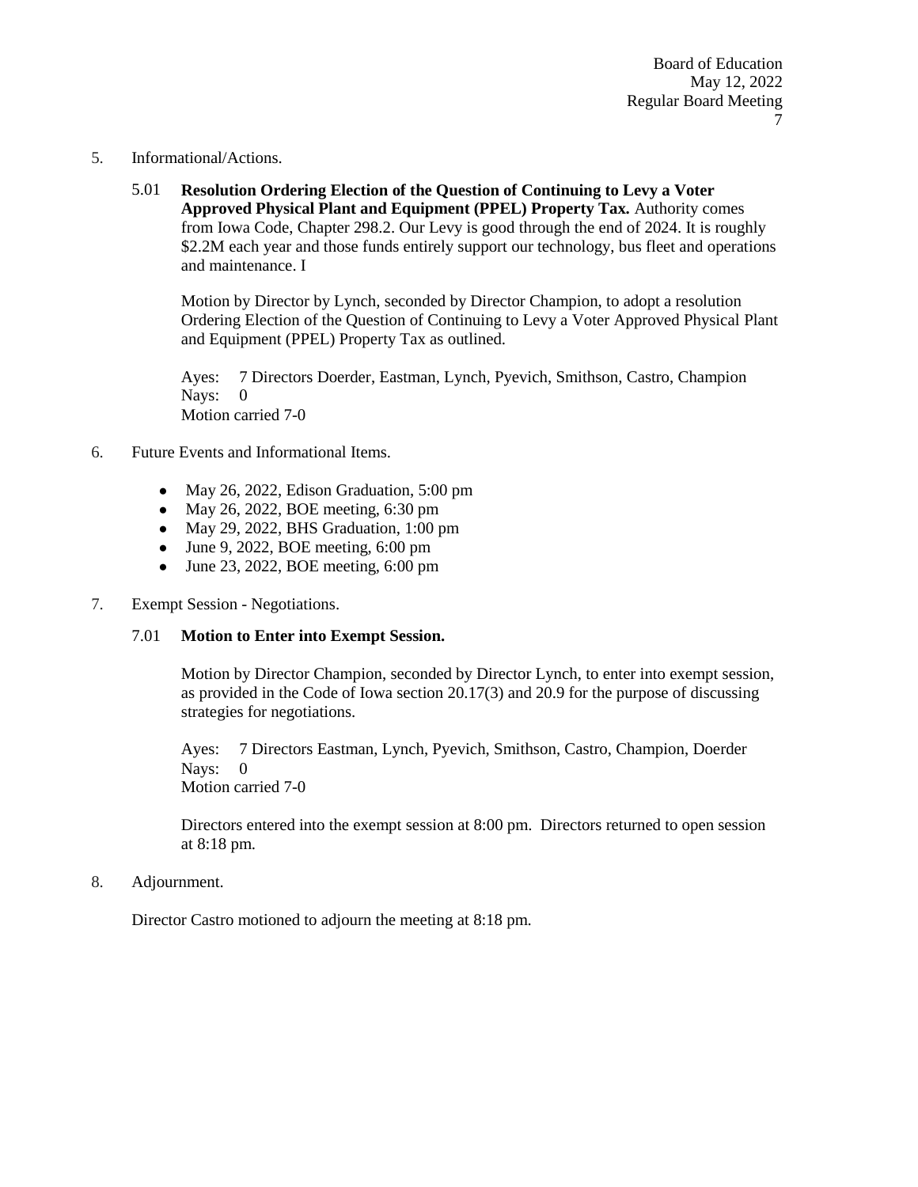5. Informational/Actions.

   5.01 **Resolution Ordering Election of the Question of Continuing to Levy a Voter Approved Physical Plant and Equipment (PPEL) Property Tax.** Authority comes from Iowa Code, Chapter 298.2. Our Levy is good through the end of 2024. It is roughly $2.2M each year and those funds entirely support our technology, bus fleet and operations and maintenance. I

   Motion by Director by Lynch, seconded by Director Champion, to adopt a resolution Ordering Election of the Question of Continuing to Levy a Voter Approved Physical Plant and Equipment (PPEL) Property Tax as outlined.

   Ayes: 7 Directors Doerder, Eastman, Lynch, Pyevich, Smithson, Castro, Champion
   Nays: 0
   Motion carried 7-0

6. Future Events and Informational Items.

   - May 26, 2022, Edison Graduation, 5:00 pm
   - May 26, 2022, BOE meeting, 6:30 pm
   - May 29, 2022, BHS Graduation, 1:00 pm
   - June 9, 2022, BOE meeting, 6:00 pm
   - June 23, 2022, BOE meeting, 6:00 pm

7. Exempt Session - Negotiations.

   7.01 **Motion to Enter into Exempt Session.**

   Motion by Director Champion, seconded by Director Lynch, to enter into exempt session, as provided in the Code of Iowa section 20.17(3) and 20.9 for the purpose of discussing strategies for negotiations.

   Ayes: 7 Directors Eastman, Lynch, Pyevich, Smithson, Castro, Champion, Doerder
   Nays: 0
   Motion carried 7-0

   Directors entered into the exempt session at 8:00 pm. Directors returned to open session at 8:18 pm.

8. Adjournment.

   Director Castro motioned to adjourn the meeting at 8:18 pm.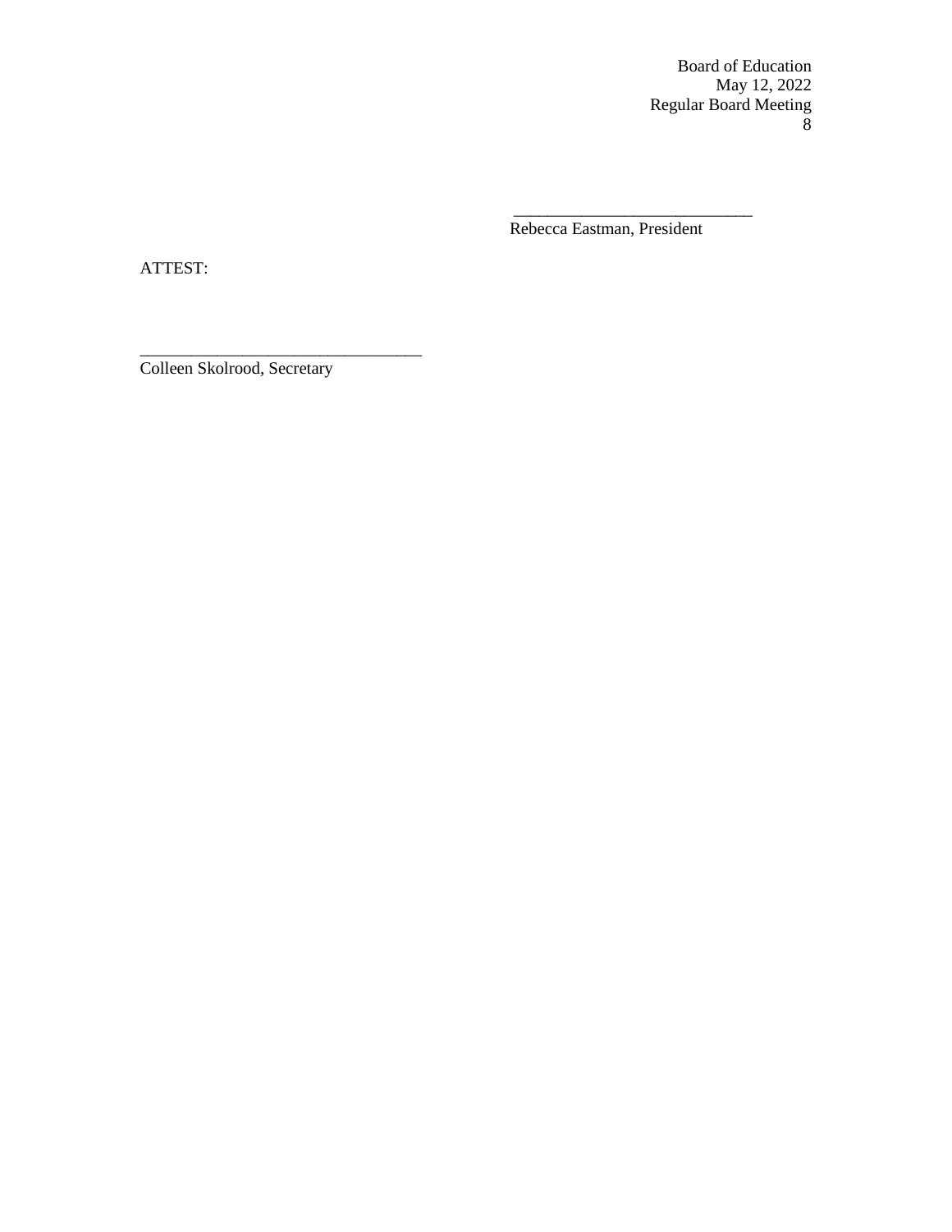\_\_\_\_\_\_\_\_\_\_\_\_\_\_\_\_\_\_\_\_\_\_\_\_\_\_\_\_

Rebecca Eastman, President

ATTEST:

\_\_\_\_\_\_\_\_\_\_\_\_\_\_\_\_\_\_\_\_\_\_\_\_\_\_\_\_\_\_\_\_\_

Colleen Skolrood, Secretary